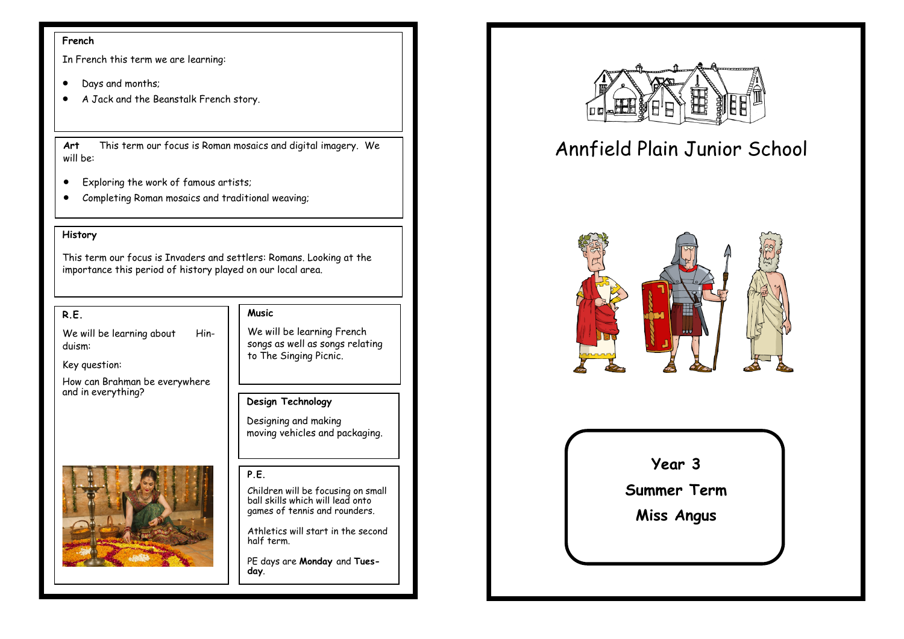# Annfield Plain Junior School

**Year 3**

**Summer Term**

**Miss Angus**

### French

In French this term we are learning:

- Days and months;
- A Jack and the Beanstalk French story.

### Art

This term our focus is Roman mosaics and digital imagery. We will be:

- Exploring the work of famous artists;
- Completing Roman mosaics and traditional weaving;

### History

This term our focus is Invaders and settlers: Romans. Looking at the importance this period of history played on our local area.

### R.E.

We will be learning about Hinduism:

Key question:

How can Brahman be everywhere and in everything?

### Music

We will be learning French songs as well as songs relating to The Singing Picnic.

### Design Technology

Designing and making moving vehicles and packaging.

### P.E.

Children will be focusing on small ball skills which will lead onto games of tennis and rounders.

Athletics will start in the second half term.

PE days are **Monday** and **Tuesday**.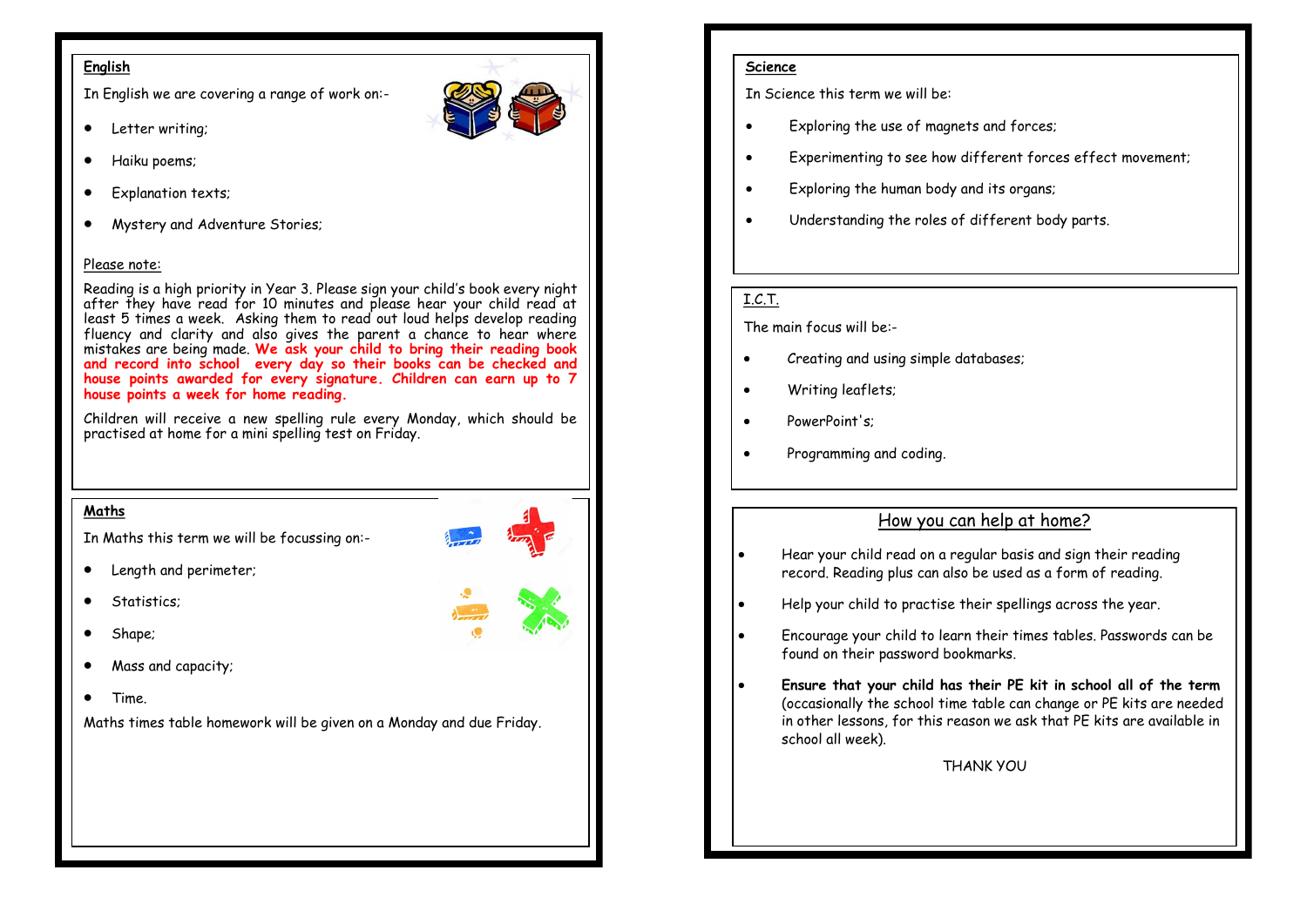## English

In English we are covering a range of work on:-

- Letter writing;
- Haiku poems;
- Explanation texts;
- Mystery and Adventure Stories;

Please note:

Reading is a high priority in Year 3. Please sign your child's book every night after they have read for 10 minutes and please hear your child read at least 5 times a week. Asking them to read out loud helps develop reading fluency and clarity and also gives the parent a chance to hear where mistakes are being made. **We ask your child to bring their reading book and record into school every day so their books can be checked and house points awarded for every signature. Children can earn up to 7 house points a week for home reading.**

Children will receive a new spelling rule every Monday, which should be practised at home for a mini spelling test on Friday.

## Maths

In Maths this term we will be focussing on:-

- Length and perimeter;
- Statistics;
- Shape;
- Mass and capacity;
- Time.

Maths times table homework will be given on a Monday and due Friday.

## Science

In Science this term we will be:

- Exploring the use of magnets and forces;
- Experimenting to see how different forces effect movement;
- Exploring the human body and its organs;
- Understanding the roles of different body parts.

## I.C.T.

The main focus will be:-

- Creating and using simple databases;
- Writing leaflets;
- PowerPoint's;
- Programming and coding.

## How you can help at home?

- Hear your child read on a regular basis and sign their reading record. Reading plus can also be used as a form of reading.
- Help your child to practise their spellings across the year.
- Encourage your child to learn their times tables. Passwords can be found on their password bookmarks.
- **Ensure that your child has their PE kit in school all of the term** (occasionally the school time table can change or PE kits are needed in other lessons, for this reason we ask that PE kits are available in school all week).

THANK YOU